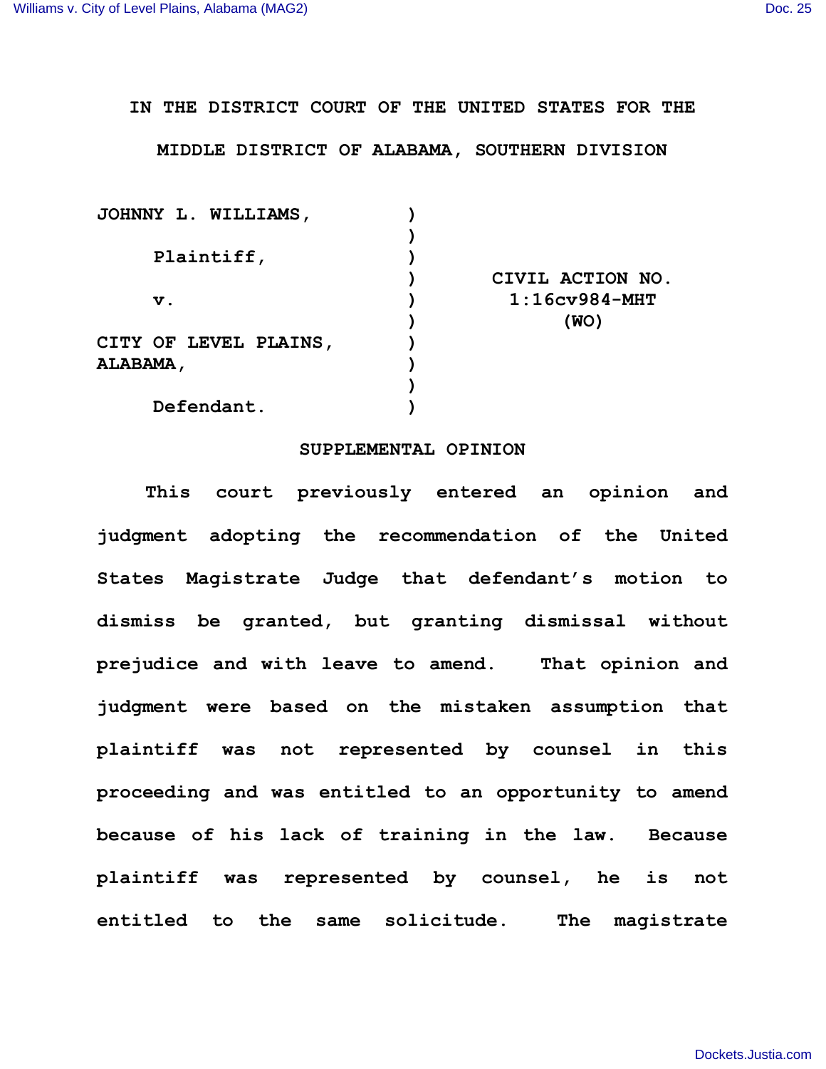IN THE DISTRICT COURT OF THE UNITED STATES FOR THE MIDDLE DISTRICT OF ALABAMA, SOUTHERN DIVISION

| | | |
|---|---|---|
| JOHNNY L. WILLIAMS, | ) | |
| | ) | |
| Plaintiff, | ) | |
| | ) | CIVIL ACTION NO. |
| v. | ) | 1:16cv984-MHT |
| | ) | (WO) |
| CITY OF LEVEL PLAINS, ALABAMA, | ) | |
| | ) | |
| Defendant. | ) | |

## SUPPLEMENTAL OPINION

This court previously entered an opinion and judgment adopting the recommendation of the United States Magistrate Judge that defendant's motion to dismiss be granted, but granting dismissal without prejudice and with leave to amend. That opinion and judgment were based on the mistaken assumption that plaintiff was not represented by counsel in this proceeding and was entitled to an opportunity to amend because of his lack of training in the law. Because plaintiff was represented by counsel, he is not entitled to the same solicitude. The magistrate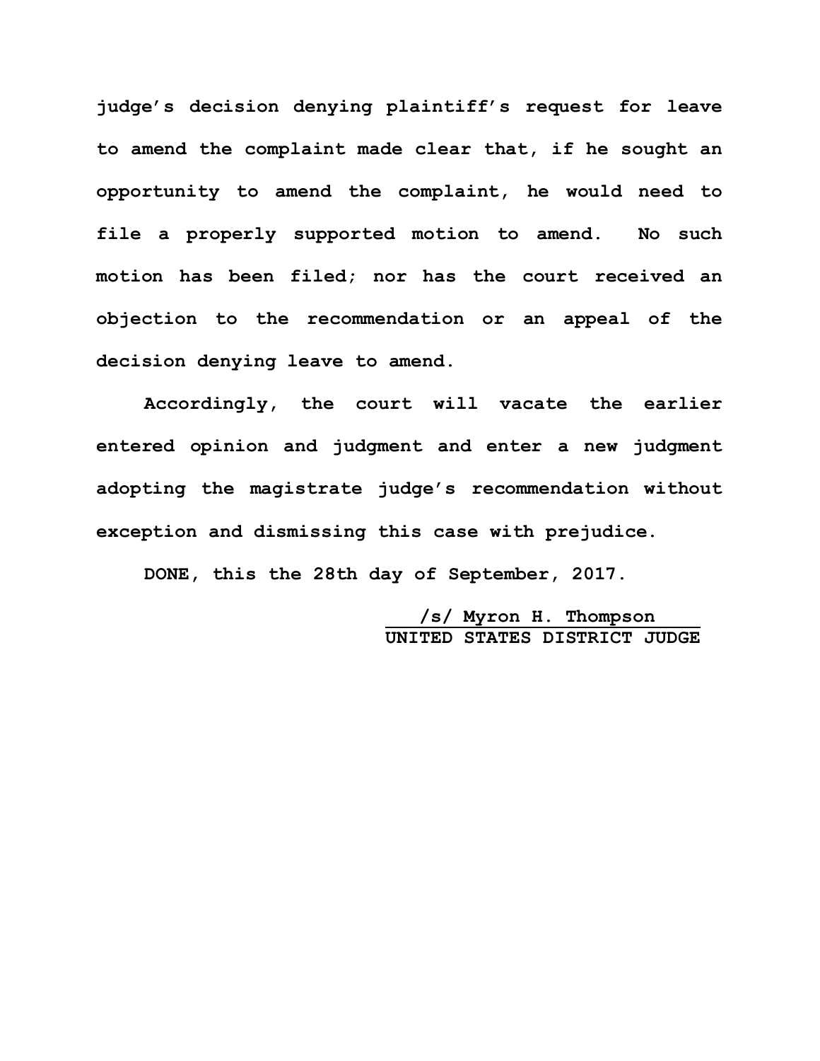judge's decision denying plaintiff's request for leave to amend the complaint made clear that, if he sought an opportunity to amend the complaint, he would need to file a properly supported motion to amend. No such motion has been filed; nor has the court received an objection to the recommendation or an appeal of the decision denying leave to amend.

Accordingly, the court will vacate the earlier entered opinion and judgment and enter a new judgment adopting the magistrate judge's recommendation without exception and dismissing this case with prejudice.

DONE, this the 28th day of September, 2017.

/s/ Myron H. Thompson
UNITED STATES DISTRICT JUDGE